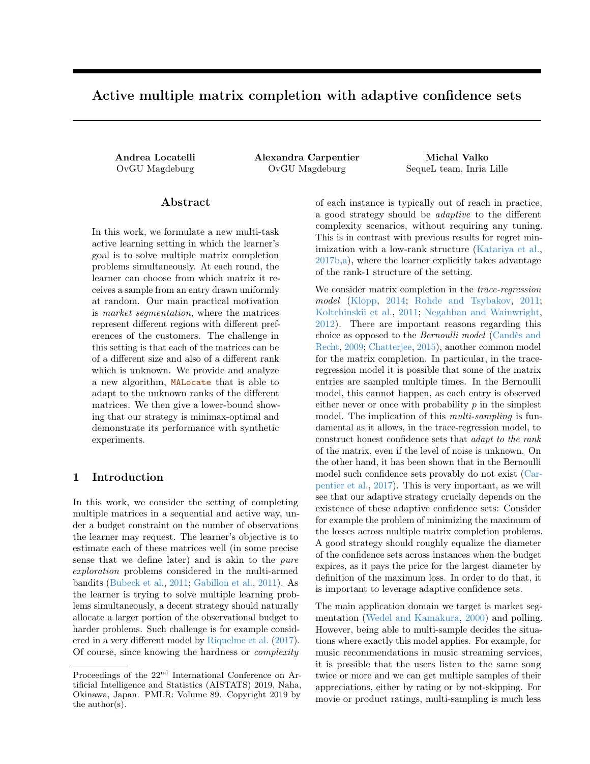# Active multiple matrix completion with adaptive confidence sets

**Andrea Locatelli**
OvGU Magdeburg

**Alexandra Carpentier**
OvGU Magdeburg

**Michal Valko**
SequeL team, Inria Lille

## Abstract

In this work, we formulate a new multi-task active learning setting in which the learner's goal is to solve multiple matrix completion problems simultaneously. At each round, the learner can choose from which matrix it receives a sample from an entry drawn uniformly at random. Our main practical motivation is *market segmentation*, where the matrices represent different regions with different preferences of the customers. The challenge in this setting is that each of the matrices can be of a different size and also of a different rank which is unknown. We provide and analyze a new algorithm, `MALocate` that is able to adapt to the unknown ranks of the different matrices. We then give a lower-bound showing that our strategy is minimax-optimal and demonstrate its performance with synthetic experiments.

## 1 Introduction

In this work, we consider the setting of completing multiple matrices in a sequential and active way, under a budget constraint on the number of observations the learner may request. The learner's objective is to estimate each of these matrices well (in some precise sense that we define later) and is akin to the *pure exploration* problems considered in the multi-armed bandits (Bubeck et al., 2011; Gabillon et al., 2011). As the learner is trying to solve multiple learning problems simultaneously, a decent strategy should naturally allocate a larger portion of the observational budget to harder problems. Such challenge is for example considered in a very different model by Riquelme et al. (2017). Of course, since knowing the hardness or *complexity* of each instance is typically out of reach in practice, a good strategy should be *adaptive* to the different complexity scenarios, without requiring any tuning. This is in contrast with previous results for regret minimization with a low-rank structure (Katariya et al., 2017b,a), where the learner explicitly takes advantage of the rank-1 structure of the setting.

We consider matrix completion in the *trace-regression model* (Klopp, 2014; Rohde and Tsybakov, 2011; Koltchinskii et al., 2011; Negahban and Wainwright, 2012). There are important reasons regarding this choice as opposed to the *Bernoulli model* (Candès and Recht, 2009; Chatterjee, 2015), another common model for the matrix completion. In particular, in the trace-regression model it is possible that some of the matrix entries are sampled multiple times. In the Bernoulli model, this cannot happen, as each entry is observed either never or once with probability $p$ in the simplest model. The implication of this *multi-sampling* is fundamental as it allows, in the trace-regression model, to construct honest confidence sets that *adapt to the rank* of the matrix, even if the level of noise is unknown. On the other hand, it has been shown that in the Bernoulli model such confidence sets provably do not exist (Carpentier et al., 2017). This is very important, as we will see that our adaptive strategy crucially depends on the existence of these adaptive confidence sets: Consider for example the problem of minimizing the maximum of the losses across multiple matrix completion problems. A good strategy should roughly equalize the diameter of the confidence sets across instances when the budget expires, as it pays the price for the largest diameter by definition of the maximum loss. In order to do that, it is important to leverage adaptive confidence sets.

The main application domain we target is market segmentation (Wedel and Kamakura, 2000) and polling. However, being able to multi-sample decides the situations where exactly this model applies. For example, for music recommendations in music streaming services, it is possible that the users listen to the same song twice or more and we can get multiple samples of their appreciations, either by rating or by not-skipping. For movie or product ratings, multi-sampling is much less

Proceedings of the 22[nd] International Conference on Artificial Intelligence and Statistics (AISTATS) 2019, Naha, Okinawa, Japan. PMLR: Volume 89. Copyright 2019 by the author(s).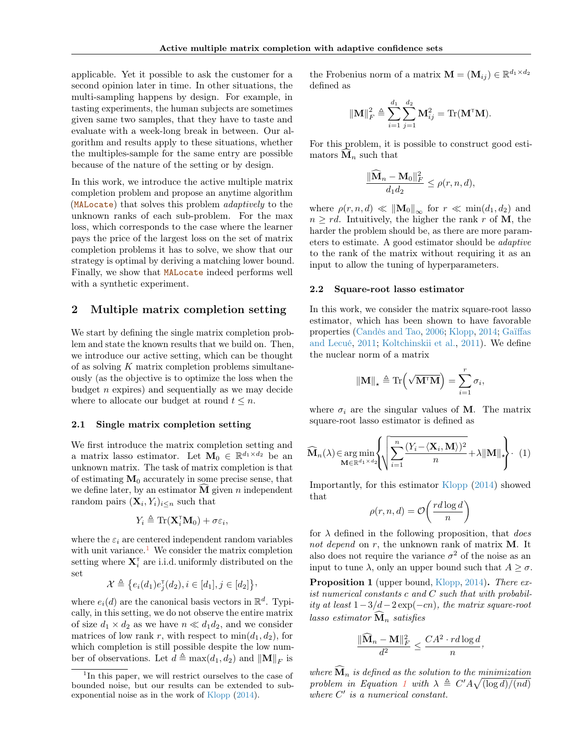applicable. Yet it possible to ask the customer for a second opinion later in time. In other situations, the multi-sampling happens by design. For example, in tasting experiments, the human subjects are sometimes given same two samples, that they have to taste and evaluate with a week-long break in between. Our algorithm and results apply to these situations, whether the multiples-sample for the same entry are possible because of the nature of the setting or by design.

In this work, we introduce the active multiple matrix completion problem and propose an anytime algorithm (MALocate) that solves this problem *adaptively* to the unknown ranks of each sub-problem. For the max loss, which corresponds to the case where the learner pays the price of the largest loss on the set of matrix completion problems it has to solve, we show that our strategy is optimal by deriving a matching lower bound. Finally, we show that MALocate indeed performs well with a synthetic experiment.

## 2 Multiple matrix completion setting

We start by defining the single matrix completion problem and state the known results that we build on. Then, we introduce our active setting, which can be thought of as solving $K$ matrix completion problems simultaneously (as the objective is to optimize the loss when the budget $n$ expires) and sequentially as we may decide where to allocate our budget at round $t \leq n$.

### 2.1 Single matrix completion setting

We first introduce the matrix completion setting and a matrix lasso estimator. Let $\mathbf{M}_0 \in \mathbb{R}^{d_1 \times d_2}$ be an unknown matrix. The task of matrix completion is that of estimating $\mathbf{M}_0$ accurately in some precise sense, that we define later, by an estimator $\widehat{\mathbf{M}}$ given $n$ independent random pairs $(\mathbf{X}_i, Y_i)_{i \leq n}$ such that

$$Y_i \triangleq \operatorname{Tr}(\mathbf{X}_i^\intercal \mathbf{M}_0) + \sigma \varepsilon_i,$$

where the $\varepsilon_i$ are centered independent random variables with unit variance.[1] We consider the matrix completion setting where $\mathbf{X}_i^\intercal$ are i.i.d. uniformly distributed on the set

$$\mathcal{X} \triangleq \left\{ e_i(d_1) e_j^\intercal(d_2), i \in [d_1], j \in [d_2] \right\},$$

where $e_i(d)$ are the canonical basis vectors in $\mathbb{R}^d$. Typically, in this setting, we do not observe the entire matrix of size $d_1 \times d_2$ as we have $n \ll d_1 d_2$, and we consider matrices of low rank $r$, with respect to $\min(d_1, d_2)$, for which completion is still possible despite the low number of observations. Let $d \triangleq \max(d_1, d_2)$ and $\|\mathbf{M}\|_F$ is the Frobenius norm of a matrix $\mathbf{M} = (\mathbf{M}_{ij}) \in \mathbb{R}^{d_1 \times d_2}$ defined as

$$\|\mathbf{M}\|_F^2 \triangleq \sum_{i=1}^{d_1} \sum_{j=1}^{d_2} \mathbf{M}_{ij}^2 = \operatorname{Tr}(\mathbf{M}^\intercal \mathbf{M}).$$

For this problem, it is possible to construct good estimators $\widehat{\mathbf{M}}_n$ such that

$$\frac{\|\widehat{\mathbf{M}}_n - \mathbf{M}_0\|_F^2}{d_1 d_2} \leq \rho(r, n, d),$$

where $\rho(r, n, d) \ll \|\mathbf{M}_0\|_\infty$ for $r \ll \min(d_1, d_2)$ and $n \geq rd$. Intuitively, the higher the rank $r$ of $\mathbf{M}$, the harder the problem should be, as there are more parameters to estimate. A good estimator should be *adaptive* to the rank of the matrix without requiring it as an input to allow the tuning of hyperparameters.

### 2.2 Square-root lasso estimator

In this work, we consider the matrix square-root lasso estimator, which has been shown to have favorable properties (Candès and Tao, 2006; Klopp, 2014; Gaïffas and Lecué, 2011; Koltchinskii et al., 2011). We define the nuclear norm of a matrix

$$\|\mathbf{M}\|_\star \triangleq \operatorname{Tr}\left(\sqrt{\mathbf{M}^\intercal \mathbf{M}}\right) = \sum_{i=1}^{r} \sigma_i,$$

where $\sigma_i$ are the singular values of $\mathbf{M}$. The matrix square-root lasso estimator is defined as

$$\widehat{\mathbf{M}}_n(\lambda) \in \underset{\mathbf{M} \in \mathbb{R}^{d_1 \times d_2}}{\arg\min} \left\{ \sqrt{\sum_{i=1}^{n} \frac{(Y_i - \langle \mathbf{X}_i, \mathbf{M} \rangle)^2}{n}} + \lambda \|\mathbf{M}\|_\star \right\}. \quad (1)$$

Importantly, for this estimator Klopp (2014) showed that

$$\rho(r, n, d) = \mathcal{O}\left( \frac{rd \log d}{n} \right)$$

for $\lambda$ defined in the following proposition, that *does not depend* on $r$, the unknown rank of matrix $\mathbf{M}$. It also does not require the variance $\sigma^2$ of the noise as an input to tune $\lambda$, only an upper bound such that $A \geq \sigma$.

**Proposition 1** (upper bound, Klopp, 2014)**.** *There exist numerical constants $c$ and $C$ such that with probability at least $1 - 3/d - 2\exp(-cn)$, the matrix square-root lasso estimator $\widehat{\mathbf{M}}_n$ satisfies*

$$\frac{\|\widehat{\mathbf{M}}_n - \mathbf{M}\|_F^2}{d^2} \leq \frac{CA^2 \cdot rd \log d}{n},$$

*where $\widehat{\mathbf{M}}_n$ is defined as the solution to the minimization problem in Equation 1 with $\lambda \triangleq C' A \sqrt{(\log d)/(nd)}$ where $C'$ is a numerical constant.*

[1] In this paper, we will restrict ourselves to the case of bounded noise, but our results can be extended to sub-exponential noise as in the work of Klopp (2014).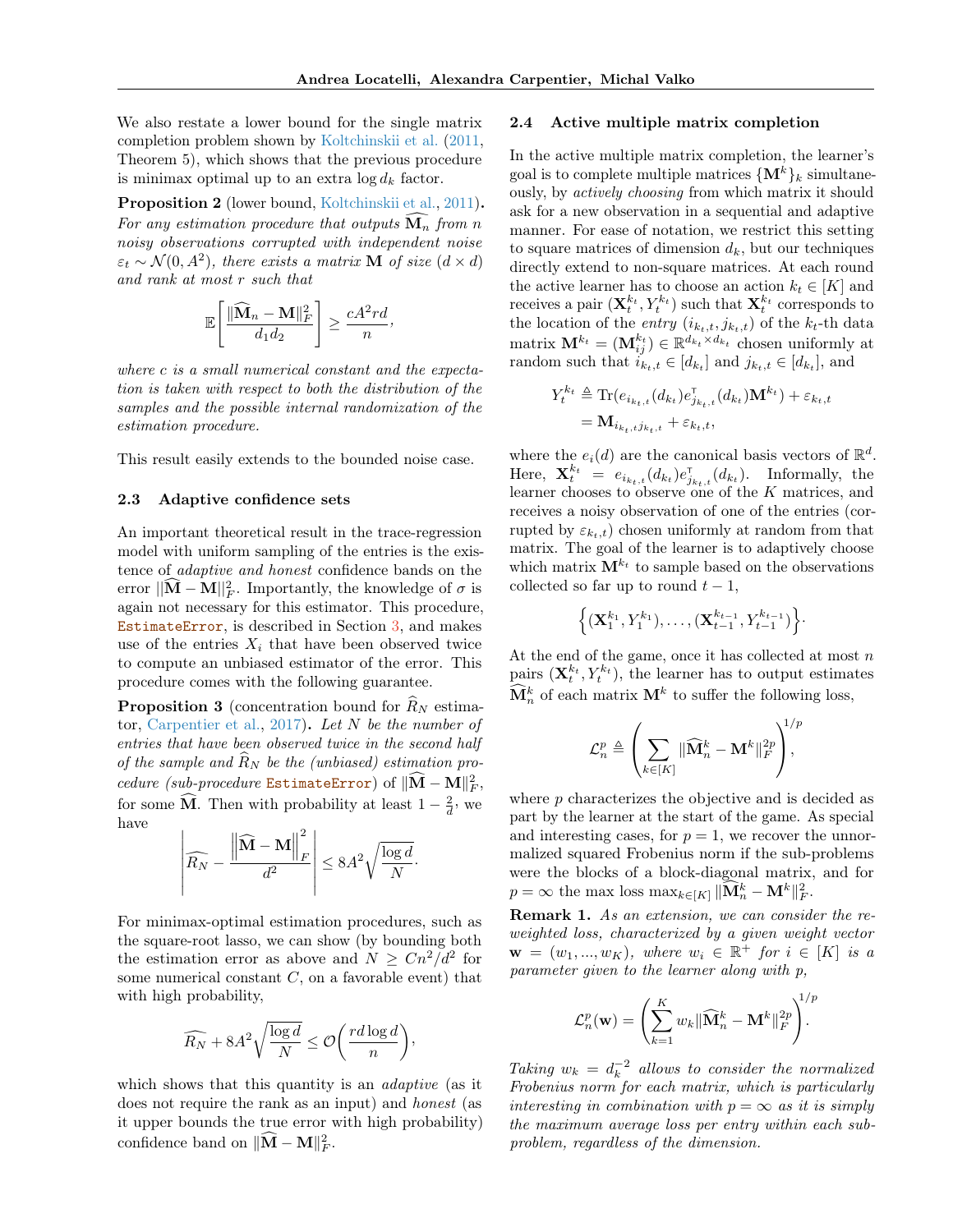We also restate a lower bound for the single matrix completion problem shown by Koltchinskii et al. (2011, Theorem 5), which shows that the previous procedure is minimax optimal up to an extra $\log d_k$ factor.

**Proposition 2** (lower bound, Koltchinskii et al., 2011)**.** *For any estimation procedure that outputs $\widehat{\mathbf{M}}_n$ from $n$ noisy observations corrupted with independent noise $\varepsilon_t \sim \mathcal{N}(0, A^2)$, there exists a matrix $\mathbf{M}$ of size $(d \times d)$ and rank at most $r$ such that*

$$\mathbb{E}\left[\frac{\|\widehat{\mathbf{M}}_n - \mathbf{M}\|_F^2}{d_1 d_2}\right] \geq \frac{cA^2 rd}{n},$$

*where $c$ is a small numerical constant and the expectation is taken with respect to both the distribution of the samples and the possible internal randomization of the estimation procedure.*

This result easily extends to the bounded noise case.

### 2.3 Adaptive confidence sets

An important theoretical result in the trace-regression model with uniform sampling of the entries is the existence of *adaptive and honest* confidence bands on the error $\|\widehat{\mathbf{M}} - \mathbf{M}\|_F^2$. Importantly, the knowledge of $\sigma$ is again not necessary for this estimator. This procedure, EstimateError, is described in Section 3, and makes use of the entries $X_i$ that have been observed twice to compute an unbiased estimator of the error. This procedure comes with the following guarantee.

**Proposition 3** (concentration bound for $\widehat{R}_N$ estimator, Carpentier et al., 2017)**.** *Let $N$ be the number of entries that have been observed twice in the second half of the sample and $\widehat{R}_N$ be the (unbiased) estimation procedure (sub-procedure* EstimateError*) of $\|\widehat{\mathbf{M}} - \mathbf{M}\|_F^2$, for some $\widehat{\mathbf{M}}$. Then with probability at least $1 - \frac{2}{d}$, we have*

$$\left| \widehat{R_N} - \frac{\left\|\widehat{\mathbf{M}} - \mathbf{M}\right\|_F^2}{d^2} \right| \leq 8A^2 \sqrt{\frac{\log d}{N}}.$$

For minimax-optimal estimation procedures, such as the square-root lasso, we can show (by bounding both the estimation error as above and $N \geq Cn^2/d^2$ for some numerical constant $C$, on a favorable event) that with high probability,

$$\widehat{R_N} + 8A^2 \sqrt{\frac{\log d}{N}} \leq \mathcal{O}\left(\frac{rd \log d}{n}\right),$$

which shows that this quantity is an *adaptive* (as it does not require the rank as an input) and *honest* (as it upper bounds the true error with high probability) confidence band on $\|\widehat{\mathbf{M}} - \mathbf{M}\|_F^2$.

### 2.4 Active multiple matrix completion

In the active multiple matrix completion, the learner's goal is to complete multiple matrices $\{\mathbf{M}^k\}_k$ simultaneously, by *actively choosing* from which matrix it should ask for a new observation in a sequential and adaptive manner. For ease of notation, we restrict this setting to square matrices of dimension $d_k$, but our techniques directly extend to non-square matrices. At each round the active learner has to choose an action $k_t \in [K]$ and receives a pair $(\mathbf{X}_t^{k_t}, Y_t^{k_t})$ such that $\mathbf{X}_t^{k_t}$ corresponds to the location of the *entry* $(i_{k_t,t}, j_{k_t,t})$ of the $k_t$-th data matrix $\mathbf{M}^{k_t} = (\mathbf{M}_{ij}^{k_t}) \in \mathbb{R}^{d_{k_t} \times d_{k_t}}$ chosen uniformly at random such that $i_{k_t,t} \in [d_{k_t}]$ and $j_{k_t,t} \in [d_{k_t}]$, and

$$\begin{aligned} Y_t^{k_t} &\triangleq \mathrm{Tr}(e_{i_{k_t,t}}(d_{k_t}) e_{j_{k_t,t}}^\intercal(d_{k_t}) \mathbf{M}^{k_t}) + \varepsilon_{k_t,t} \\ &= \mathbf{M}_{i_{k_t,t} j_{k_t,t}} + \varepsilon_{k_t,t}, \end{aligned}$$

where the $e_i(d)$ are the canonical basis vectors of $\mathbb{R}^d$. Here, $\mathbf{X}_t^{k_t} = e_{i_{k_t,t}}(d_{k_t}) e_{j_{k_t,t}}^\intercal(d_{k_t})$. Informally, the learner chooses to observe one of the $K$ matrices, and receives a noisy observation of one of the entries (corrupted by $\varepsilon_{k_t,t}$) chosen uniformly at random from that matrix. The goal of the learner is to adaptively choose which matrix $\mathbf{M}^{k_t}$ to sample based on the observations collected so far up to round $t-1$,

$$\left\{ (\mathbf{X}_1^{k_1}, Y_1^{k_1}), \ldots, (\mathbf{X}_{t-1}^{k_{t-1}}, Y_{t-1}^{k_{t-1}}) \right\}.$$

At the end of the game, once it has collected at most $n$ pairs $(\mathbf{X}_t^{k_t}, Y_t^{k_t})$, the learner has to output estimates $\widehat{\mathbf{M}}_n^k$ of each matrix $\mathbf{M}^k$ to suffer the following loss,

$$\mathcal{L}_n^p \triangleq \left( \sum_{k \in [K]} \|\widehat{\mathbf{M}}_n^k - \mathbf{M}^k\|_F^{2p} \right)^{1/p},$$

where $p$ characterizes the objective and is decided as part by the learner at the start of the game. As special and interesting cases, for $p = 1$, we recover the unnormalized squared Frobenius norm if the sub-problems were the blocks of a block-diagonal matrix, and for $p = \infty$ the max loss $\max_{k \in [K]} \|\widehat{\mathbf{M}}_n^k - \mathbf{M}^k\|_F^2$.

**Remark 1.** *As an extension, we can consider the reweighted loss, characterized by a given weight vector $\mathbf{w} = (w_1, \ldots, w_K)$, where $w_i \in \mathbb{R}^+$ for $i \in [K]$ is a parameter given to the learner along with $p$,*

$$\mathcal{L}_n^p(\mathbf{w}) = \left( \sum_{k=1}^K w_k \|\widehat{\mathbf{M}}_n^k - \mathbf{M}^k\|_F^{2p} \right)^{1/p}.$$

*Taking $w_k = d_k^{-2}$ allows to consider the normalized Frobenius norm for each matrix, which is particularly interesting in combination with $p = \infty$ as it is simply the maximum average loss per entry within each subproblem, regardless of the dimension.*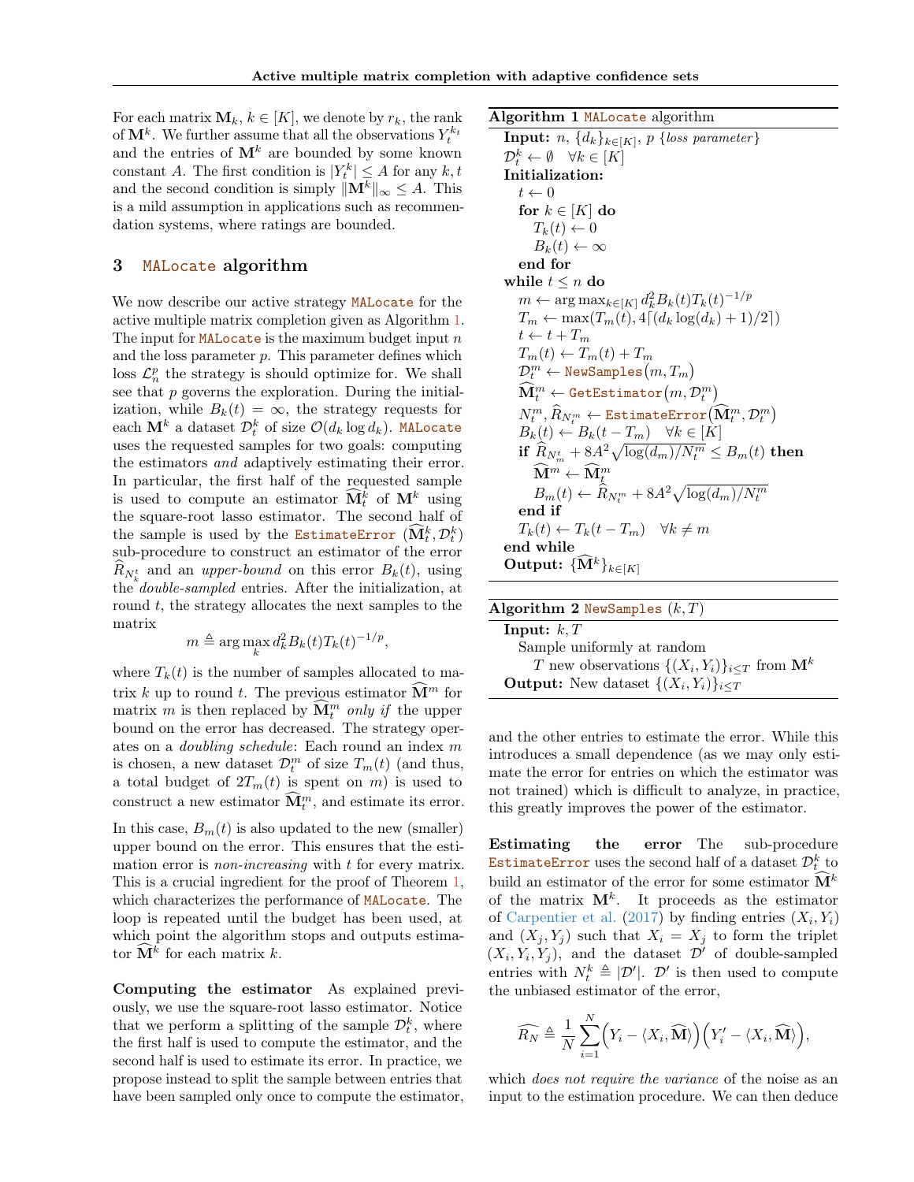For each matrix $\mathbf{M}_k$, $k \in [K]$, we denote by $r_k$, the rank of $\mathbf{M}^k$. We further assume that all the observations $Y_t^{k_t}$ and the entries of $\mathbf{M}^k$ are bounded by some known constant $A$. The first condition is $|Y_t^k| \le A$ for any $k, t$ and the second condition is simply $\|\mathbf{M}^k\|_\infty \le A$. This is a mild assumption in applications such as recommendation systems, where ratings are bounded.

## 3 MALocate algorithm

We now describe our active strategy MALocate for the active multiple matrix completion given as Algorithm 1. The input for MALocate is the maximum budget input $n$ and the loss parameter $p$. This parameter defines which loss $\mathcal{L}_n^p$ the strategy is should optimize for. We shall see that $p$ governs the exploration. During the initialization, while $B_k(t) = \infty$, the strategy requests for each $\mathbf{M}^k$ a dataset $\mathcal{D}_t^k$ of size $\mathcal{O}(d_k \log d_k)$. MALocate uses the requested samples for two goals: computing the estimators *and* adaptively estimating their error. In particular, the first half of the requested sample is used to compute an estimator $\widehat{\mathbf{M}}_t^k$ of $\mathbf{M}^k$ using the square-root lasso estimator. The second half of the sample is used by the EstimateError $(\widehat{\mathbf{M}}_t^k, \mathcal{D}_t^k)$ sub-procedure to construct an estimator of the error $\widehat{R}_{N_k^t}$ and an *upper-bound* on this error $B_k(t)$, using the *double-sampled* entries. After the initialization, at round $t$, the strategy allocates the next samples to the matrix

$$m \triangleq \arg\max_k d_k^2 B_k(t) T_k(t)^{-1/p},$$

where $T_k(t)$ is the number of samples allocated to matrix $k$ up to round $t$. The previous estimator $\widehat{\mathbf{M}}^m$ for matrix $m$ is then replaced by $\widehat{\mathbf{M}}_t^m$ *only if* the upper bound on the error has decreased. The strategy operates on a *doubling schedule*: Each round an index $m$ is chosen, a new dataset $\mathcal{D}_t^m$ of size $T_m(t)$ (and thus, a total budget of $2T_m(t)$ is spent on $m$) is used to construct a new estimator $\widehat{\mathbf{M}}_t^m$, and estimate its error.

In this case, $B_m(t)$ is also updated to the new (smaller) upper bound on the error. This ensures that the estimation error is *non-increasing* with $t$ for every matrix. This is a crucial ingredient for the proof of Theorem 1, which characterizes the performance of MALocate. The loop is repeated until the budget has been used, at which point the algorithm stops and outputs estimator $\widehat{\mathbf{M}}^k$ for each matrix $k$.

**Computing the estimator** As explained previously, we use the square-root lasso estimator. Notice that we perform a splitting of the sample $\mathcal{D}_t^k$, where the first half is used to compute the estimator, and the second half is used to estimate its error. In practice, we propose instead to split the sample between entries that have been sampled only once to compute the estimator, and the other entries to estimate the error. While this introduces a small dependence (as we may only estimate the error for entries on which the estimator was not trained) which is difficult to analyze, in practice, this greatly improves the power of the estimator.

---

**Algorithm 1** MALocate algorithm

```
Input: n, {d_k}_{k∈[K]}, p {loss parameter}
  D_t^k ← ∅   ∀k ∈ [K]
Initialization:
  t ← 0
  for k ∈ [K] do
    T_k(t) ← 0
    B_k(t) ← ∞
  end for
while t ≤ n do
  m ← argmax_{k∈[K]} d_k^2 B_k(t) T_k(t)^{-1/p}
  T_m ← max(T_m(t), 4⌈(d_k log(d_k) + 1)/2⌉)
  t ← t + T_m
  T_m(t) ← T_m(t) + T_m
  D_t^m ← NewSamples(m, T_m)
  M̂_t^m ← GetEstimator(m, D_t^m)
  N_t^m, R̂_{N_t^m} ← EstimateError(M̂_t^m, D_t^m)
  B_k(t) ← B_k(t − T_m)   ∀k ∈ [K]
  if R̂_{N_m^t} + 8A^2 sqrt(log(d_m)/N_t^m) ≤ B_m(t) then
    M̂^m ← M̂_t^m
    B_m(t) ← R̂_{N_t^m} + 8A^2 sqrt(log(d_m)/N_t^m)
  end if
  T_k(t) ← T_k(t − T_m)   ∀k ≠ m
end while
Output: {M̂^k}_{k∈[K]}
```

**Algorithm 2** NewSamples $(k, T)$

```
Input: k, T
  Sample uniformly at random
    T new observations {(X_i, Y_i)}_{i≤T} from M^k
Output: New dataset {(X_i, Y_i)}_{i≤T}
```

---

**Estimating the error** The sub-procedure EstimateError uses the second half of a dataset $\mathcal{D}_t^k$ to build an estimator of the error for some estimator $\widehat{\mathbf{M}}^k$ of the matrix $\mathbf{M}^k$. It proceeds as the estimator of Carpentier et al. (2017) by finding entries $(X_i, Y_i)$ and $(X_j, Y_j)$ such that $X_i = X_j$ to form the triplet $(X_i, Y_i, Y_j)$, and the dataset $\mathcal{D}'$ of double-sampled entries with $N_t^k \triangleq |\mathcal{D}'|$. $\mathcal{D}'$ is then used to compute the unbiased estimator of the error,

$$\widehat{R_N} \triangleq \frac{1}{N}\sum_{i=1}^{N}\Big(Y_i - \langle X_i, \widehat{\mathbf{M}}\rangle\Big)\Big(Y_i' - \langle X_i, \widehat{\mathbf{M}}\rangle\Big),$$

which *does not require the variance* of the noise as an input to the estimation procedure. We can then deduce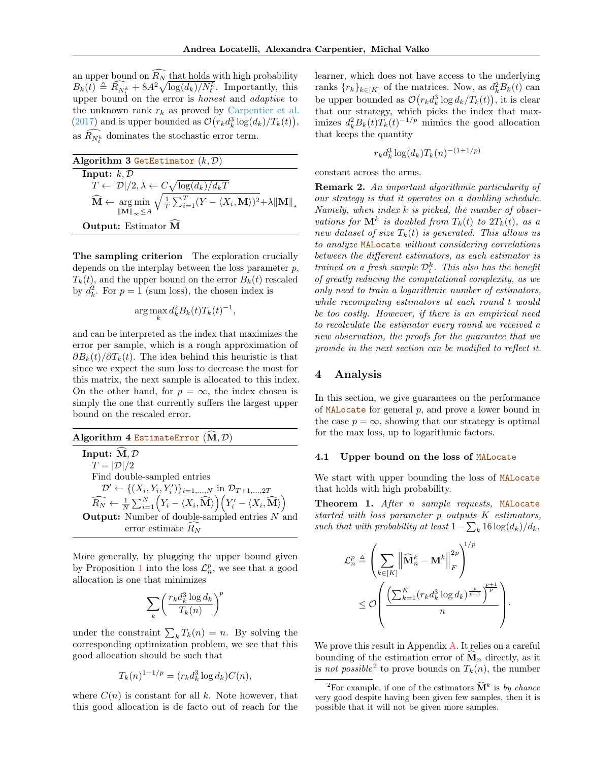an upper bound on $\widehat{R_N}$ that holds with high probability $B_k(t) \triangleq \widehat{R_{N_t^k}} + 8A^2\sqrt{\log(d_k)/N_t^k}$. Importantly, this upper bound on the error is *honest* and *adaptive* to the unknown rank $r_k$ as proved by Carpentier et al. (2017) and is upper bounded as $\mathcal{O}\big(r_k d_k^3 \log(d_k)/T_k(t)\big)$, as $\widehat{R_{N_t^k}}$ dominates the stochastic error term.

**Algorithm 3** `GetEstimator` $(k, \mathcal{D})$

**Input:** $k, \mathcal{D}$

$T \leftarrow |\mathcal{D}|/2, \lambda \leftarrow C\sqrt{\log(d_k)/d_k T}$

$\widehat{\mathbf{M}} \leftarrow \underset{\|\mathbf{M}\|_\infty \leq A}{\arg\min} \sqrt{\frac{1}{T}\sum_{i=1}^T (Y - \langle X_i, \mathbf{M}\rangle)^2} + \lambda \|\mathbf{M}\|_\star$

**Output:** Estimator $\widehat{\mathbf{M}}$

**The sampling criterion** The exploration crucially depends on the interplay between the loss parameter $p$, $T_k(t)$, and the upper bound on the error $B_k(t)$ rescaled by $d_k^2$. For $p = 1$ (sum loss), the chosen index is

$$\arg\max_k d_k^2 B_k(t) T_k(t)^{-1},$$

and can be interpreted as the index that maximizes the error per sample, which is a rough approximation of $\partial B_k(t)/\partial T_k(t)$. The idea behind this heuristic is that since we expect the sum loss to decrease the most for this matrix, the next sample is allocated to this index. On the other hand, for $p = \infty$, the index chosen is simply the one that currently suffers the largest upper bound on the rescaled error.

**Algorithm 4** `EstimateError` $(\widehat{\mathbf{M}}, \mathcal{D})$

**Input:** $\widehat{\mathbf{M}}, \mathcal{D}$

$T = |\mathcal{D}|/2$

Find double-sampled entries

$\mathcal{D}' \leftarrow \{(X_i, Y_i, Y_i')\}_{i=1,\ldots,N}$ in $\mathcal{D}_{T+1,\ldots,2T}$

$\widehat{R_N} \leftarrow \frac{1}{N}\sum_{i=1}^N \Big(Y_i - \langle X_i, \widehat{\mathbf{M}}\rangle\Big)\Big(Y_i' - \langle X_i, \widehat{\mathbf{M}}\rangle\Big)$

**Output:** Number of double-sampled entries $N$ and error estimate $\widehat{R_N}$

More generally, by plugging the upper bound given by Proposition 1 into the loss $\mathcal{L}_n^p$, we see that a good allocation is one that minimizes

$$\sum_k \left(\frac{r_k d_k^3 \log d_k}{T_k(n)}\right)^p$$

under the constraint $\sum_k T_k(n) = n$. By solving the corresponding optimization problem, we see that this good allocation should be such that

$$T_k(n)^{1+1/p} = (r_k d_k^3 \log d_k) C(n),$$

where $C(n)$ is constant for all $k$. Note however, that this good allocation is de facto out of reach for the learner, which does not have access to the underlying ranks $\{r_k\}_{k\in[K]}$ of the matrices. Now, as $d_k^2 B_k(t)$ can be upper bounded as $\mathcal{O}\big(r_k d_k^3 \log d_k / T_k(t)\big)$, it is clear that our strategy, which picks the index that maximizes $d_k^2 B_k(t) T_k(t)^{-1/p}$ mimics the good allocation that keeps the quantity

$$r_k d_k^3 \log(d_k) T_k(n)^{-(1+1/p)}$$

constant across the arms.

**Remark 2.** *An important algorithmic particularity of our strategy is that it operates on a doubling schedule. Namely, when index $k$ is picked, the number of observations for $\mathbf{M}^k$ is doubled from $T_k(t)$ to $2T_k(t)$, as a new dataset of size $T_k(t)$ is generated. This allows us to analyze* `MALocate` *without considering correlations between the different estimators, as each estimator is trained on a fresh sample $\mathcal{D}_t^k$. This also has the benefit of greatly reducing the computational complexity, as we only need to train a logarithmic number of estimators, while recomputing estimators at each round $t$ would be too costly. However, if there is an empirical need to recalculate the estimator every round we received a new observation, the proofs for the guarantee that we provide in the next section can be modified to reflect it.*

## 4 Analysis

In this section, we give guarantees on the performance of `MALocate` for general $p$, and prove a lower bound in the case $p = \infty$, showing that our strategy is optimal for the max loss, up to logarithmic factors.

### 4.1 Upper bound on the loss of `MALocate`

We start with upper bounding the loss of `MALocate` that holds with high probability.

**Theorem 1.** *After $n$ sample requests,* `MALocate` *started with loss parameter $p$ outputs $K$ estimators, such that with probability at least $1 - \sum_k 16\log(d_k)/d_k$,*

$$\mathcal{L}_n^p \triangleq \left(\sum_{k\in[K]} \left\|\widehat{\mathbf{M}}_n^k - \mathbf{M}^k\right\|_F^{2p}\right)^{1/p} \leq \mathcal{O}\left(\frac{\left(\sum_{k=1}^K (r_k d_k^3 \log d_k)^{\frac{p}{p+1}}\right)^{\frac{p+1}{p}}}{n}\right).$$

We prove this result in Appendix A. It relies on a careful bounding of the estimation error of $\widehat{\mathbf{M}}_n$ directly, as it is *not possible*[2] to prove bounds on $T_k(n)$, the number

[2] For example, if one of the estimators $\widehat{\mathbf{M}}^k$ is *by chance* very good despite having been given few samples, then it is possible that it will not be given more samples.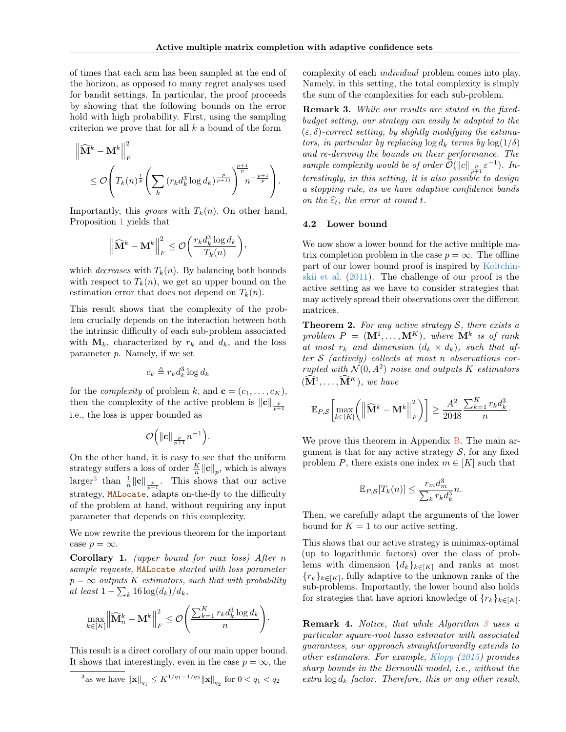of times that each arm has been sampled at the end of the horizon, as opposed to many regret analyses used for bandit settings. In particular, the proof proceeds by showing that the following bounds on the error hold with high probability. First, using the sampling criterion we prove that for all $k$ a bound of the form

$$\left\|\widehat{\mathbf{M}}^k - \mathbf{M}^k\right\|_F^2 \leq \mathcal{O}\left(T_k(n)^{\frac{1}{p}} \left(\sum_k \left(r_k d_k^3 \log d_k\right)^{\frac{p}{p+1)}}\right)^{\frac{p+1}{p}} n^{-\frac{p+1}{p}}\right).$$

Importantly, this *grows* with $T_k(n)$. On other hand, Proposition 1 yields that

$$\left\|\widehat{\mathbf{M}}^k - \mathbf{M}^k\right\|_F^2 \leq \mathcal{O}\left(\frac{r_k d_k^3 \log d_k}{T_k(n)}\right),$$

which *decreases* with $T_k(n)$. By balancing both bounds with respect to $T_k(n)$, we get an upper bound on the estimation error that does not depend on $T_k(n)$.

This result shows that the complexity of the problem crucially depends on the interaction between both the intrinsic difficulty of each sub-problem associated with $\mathbf{M}_k$, characterized by $r_k$ and $d_k$, and the loss parameter $p$. Namely, if we set

$$c_k \triangleq r_k d_k^3 \log d_k$$

for the *complexity* of problem $k$, and $\mathbf{c} = (c_1, \ldots, c_K)$, then the complexity of the active problem is $\|\mathbf{c}\|_{\frac{p}{p+1}}$ i.e., the loss is upper bounded as

$$\mathcal{O}\Big(\|\mathbf{c}\|_{\frac{p}{p+1}} n^{-1}\Big).$$

On the other hand, it is easy to see that the uniform strategy suffers a loss of order $\frac{K}{n}\|\mathbf{c}\|_p$, which is always larger[3] than $\frac{1}{n}\|\mathbf{c}\|_{\frac{p}{p+1}}$. This shows that our active strategy, MALocate, adapts on-the-fly to the difficulty of the problem at hand, without requiring any input parameter that depends on this complexity.

We now rewrite the previous theorem for the important case $p = \infty$.

**Corollary 1.** *(upper bound for max loss) After $n$ sample requests, MALocate started with loss parameter $p = \infty$ outputs $K$ estimators, such that with probability at least $1 - \sum_k 16 \log(d_k)/d_k$,*

$$\max_{k \in [K]} \left\|\widehat{\mathbf{M}}_n^k - \mathbf{M}^k\right\|_F^2 \leq \mathcal{O}\left(\frac{\sum_{k=1}^K r_k d_k^3 \log d_k}{n}\right).$$

This result is a direct corollary of our main upper bound. It shows that interestingly, even in the case $p = \infty$, the complexity of each *individual* problem comes into play. Namely, in this setting, the total complexity is simply the sum of the complexities for each sub-problem.

**Remark 3.** *While our results are stated in the fixed-budget setting, our strategy can easily be adapted to the $(\varepsilon, \delta)$-correct setting, by slightly modifying the estimators, in particular by replacing $\log d_k$ terms by $\log(1/\delta)$ and re-deriving the bounds on their performance. The sample complexity would be of order $\widetilde{\mathcal{O}}(\|c\|_{\frac{p}{p+1}} \varepsilon^{-1})$. Interestingly, in this setting, it is also possible to design a stopping rule, as we have adaptive confidence bands on the $\widehat{\varepsilon}_t$, the error at round $t$.*

### 4.2 Lower bound

We now show a lower bound for the active multiple matrix completion problem in the case $p = \infty$. The offline part of our lower bound proof is inspired by Koltchinskii et al. (2011). The challenge of our proof is the active setting as we have to consider strategies that may actively spread their observations over the different matrices.

**Theorem 2.** *For any active strategy $\mathcal{S}$, there exists a problem $P = (\mathbf{M}^1, \ldots, \mathbf{M}^K)$, where $\mathbf{M}^k$ is of rank at most $r_k$ and dimension $(d_k \times d_k)$, such that after $\mathcal{S}$ (actively) collects at most $n$ observations corrupted with $\mathcal{N}(0, A^2)$ noise and outputs $K$ estimators $(\widehat{\mathbf{M}}^1, \ldots, \widehat{\mathbf{M}}^K)$, we have*

$$\mathbb{E}_{P,\mathcal{S}}\left[\max_{k \in [K]}\left(\left\|\widehat{\mathbf{M}}^k - \mathbf{M}^k\right\|_F^2\right)\right] \geq \frac{A^2}{2048} \frac{\sum_{k=1}^K r_k d_k^3}{n}.$$

We prove this theorem in Appendix B. The main argument is that for any active strategy $\mathcal{S}$, for any fixed problem $P$, there exists one index $m \in [K]$ such that

$$\mathbb{E}_{P,\mathcal{S}}[T_k(n)] \leq \frac{r_m d_m^3}{\sum_k r_k d_k^3} n.$$

Then, we carefully adapt the arguments of the lower bound for $K = 1$ to our active setting.

This shows that our active strategy is minimax-optimal (up to logarithmic factors) over the class of problems with dimension $\{d_k\}_{k \in [K]}$ and ranks at most $\{r_k\}_{k \in [K]}$, fully adaptive to the unknown ranks of the sub-problems. Importantly, the lower bound also holds for strategies that have apriori knowledge of $\{r_k\}_{k \in [K]}$.

**Remark 4.** *Notice, that while Algorithm 3 uses a particular square-root lasso estimator with associated guarantees, our approach straightforwardly extends to other estimators. For example, Klopp (2015) provides sharp bounds in the Bernoulli model, i.e., without the extra $\log d_k$ factor. Therefore, this or any other result,*

[3] as we have $\|\mathbf{x}\|_{q_1} \leq K^{1/q_1 - 1/q_2} \|\mathbf{x}\|_{q_2}$ for $0 < q_1 < q_2$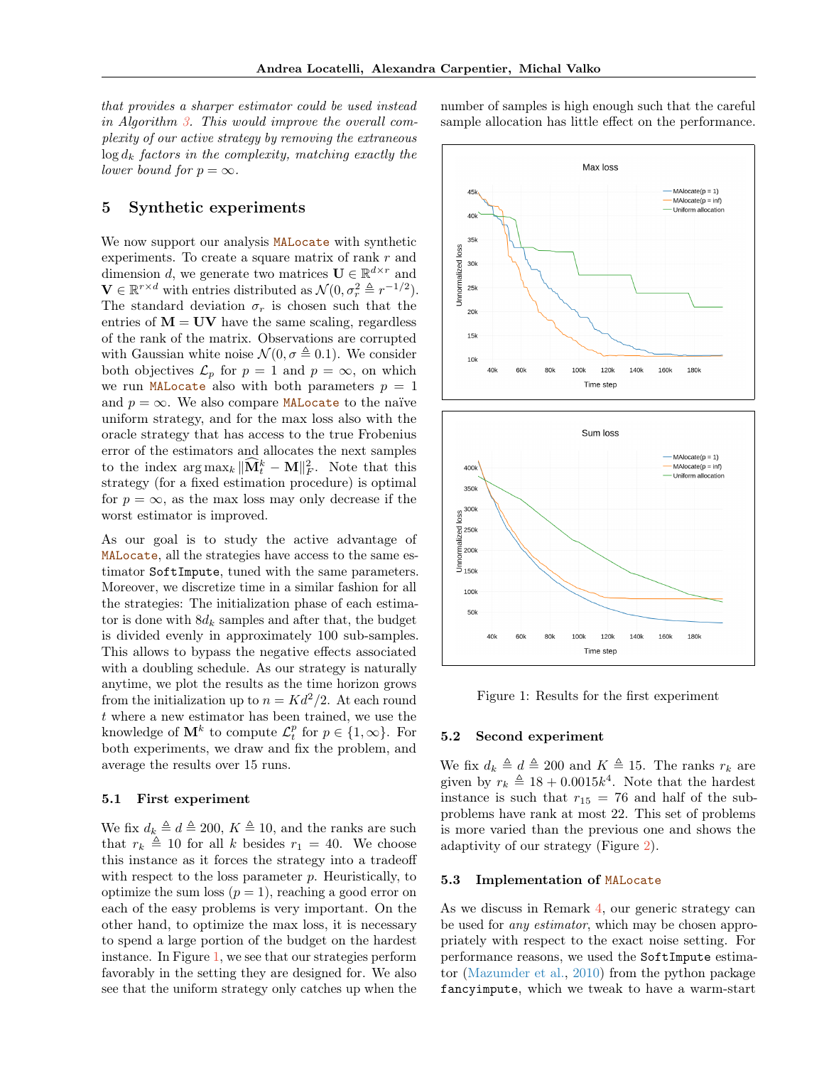*that provides a sharper estimator could be used instead in Algorithm 3. This would improve the overall complexity of our active strategy by removing the extraneous* $\log d_k$ *factors in the complexity, matching exactly the lower bound for* $p = \infty$.

## 5 Synthetic experiments

We now support our analysis MALocate with synthetic experiments. To create a square matrix of rank $r$ and dimension $d$, we generate two matrices $\mathbf{U} \in \mathbb{R}^{d \times r}$ and $\mathbf{V} \in \mathbb{R}^{r \times d}$ with entries distributed as $\mathcal{N}(0, \sigma_r^2 \triangleq r^{-1/2})$. The standard deviation $\sigma_r$ is chosen such that the entries of $\mathbf{M} = \mathbf{UV}$ have the same scaling, regardless of the rank of the matrix. Observations are corrupted with Gaussian white noise $\mathcal{N}(0, \sigma \triangleq 0.1)$. We consider both objectives $\mathcal{L}_p$ for $p = 1$ and $p = \infty$, on which we run MALocate also with both parameters $p = 1$ and $p = \infty$. We also compare MALocate to the naïve uniform strategy, and for the max loss also with the oracle strategy that has access to the true Frobenius error of the estimators and allocates the next samples to the index $\arg\max_k \|\widehat{\mathbf{M}}_t^k - \mathbf{M}\|_F^2$. Note that this strategy (for a fixed estimation procedure) is optimal for $p = \infty$, as the max loss may only decrease if the worst estimator is improved.

As our goal is to study the active advantage of MALocate, all the strategies have access to the same estimator SoftImpute, tuned with the same parameters. Moreover, we discretize time in a similar fashion for all the strategies: The initialization phase of each estimator is done with $8d_k$ samples and after that, the budget is divided evenly in approximately 100 sub-samples. This allows to bypass the negative effects associated with a doubling schedule. As our strategy is naturally anytime, we plot the results as the time horizon grows from the initialization up to $n = Kd^2/2$. At each round $t$ where a new estimator has been trained, we use the knowledge of $\mathbf{M}^k$ to compute $\mathcal{L}_t^p$ for $p \in \{1, \infty\}$. For both experiments, we draw and fix the problem, and average the results over 15 runs.

### 5.1 First experiment

We fix $d_k \triangleq d \triangleq 200$, $K \triangleq 10$, and the ranks are such that $r_k \triangleq 10$ for all $k$ besides $r_1 = 40$. We choose this instance as it forces the strategy into a tradeoff with respect to the loss parameter $p$. Heuristically, to optimize the sum loss ($p = 1$), reaching a good error on each of the easy problems is very important. On the other hand, to optimize the max loss, it is necessary to spend a large portion of the budget on the hardest instance. In Figure 1, we see that our strategies perform favorably in the setting they are designed for. We also see that the uniform strategy only catches up when the number of samples is high enough such that the careful sample allocation has little effect on the performance.

Figure 1: Results for the first experiment

### 5.2 Second experiment

We fix $d_k \triangleq d \triangleq 200$ and $K \triangleq 15$. The ranks $r_k$ are given by $r_k \triangleq 18 + 0.0015k^4$. Note that the hardest instance is such that $r_{15} = 76$ and half of the sub-problems have rank at most 22. This set of problems is more varied than the previous one and shows the adaptivity of our strategy (Figure 2).

### 5.3 Implementation of MALocate

As we discuss in Remark 4, our generic strategy can be used for *any estimator*, which may be chosen appropriately with respect to the exact noise setting. For performance reasons, we used the SoftImpute estimator (Mazumder et al., 2010) from the python package fancyimpute, which we tweak to have a warm-start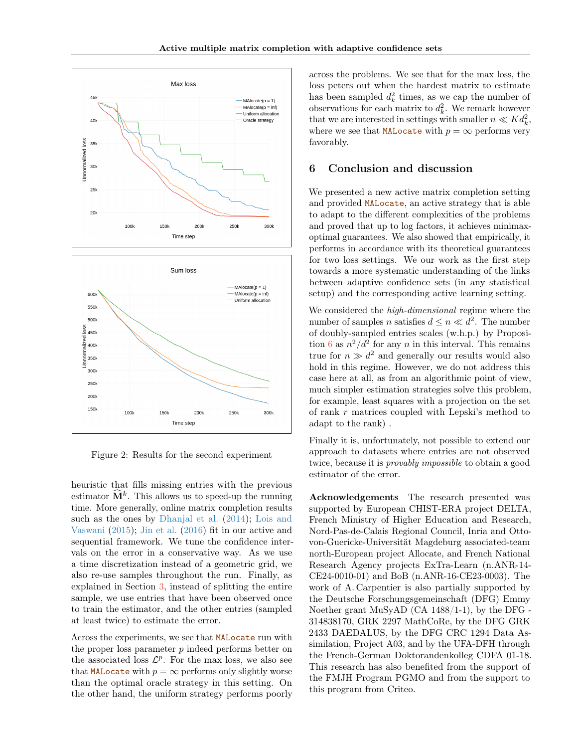Figure 2: Results for the second experiment

heuristic that fills missing entries with the previous estimator $\widehat{\mathbf{M}}^k$. This allows us to speed-up the running time. More generally, online matrix completion results such as the ones by Dhanjal et al. (2014); Lois and Vaswani (2015); Jin et al. (2016) fit in our active and sequential framework. We tune the confidence intervals on the error in a conservative way. As we use a time discretization instead of a geometric grid, we also re-use samples throughout the run. Finally, as explained in Section 3, instead of splitting the entire sample, we use entries that have been observed once to train the estimator, and the other entries (sampled at least twice) to estimate the error.

Across the experiments, we see that MALocate run with the proper loss parameter $p$ indeed performs better on the associated loss $\mathcal{L}^p$. For the max loss, we also see that MALocate with $p = \infty$ performs only slightly worse than the optimal oracle strategy in this setting. On the other hand, the uniform strategy performs poorly across the problems. We see that for the max loss, the loss peters out when the hardest matrix to estimate has been sampled $d_k^2$ times, as we cap the number of observations for each matrix to $d_k^2$. We remark however that we are interested in settings with smaller $n \ll K d_k^2$, where we see that MALocate with $p = \infty$ performs very favorably.

## 6 Conclusion and discussion

We presented a new active matrix completion setting and provided MALocate, an active strategy that is able to adapt to the different complexities of the problems and proved that up to log factors, it achieves minimax-optimal guarantees. We also showed that empirically, it performs in accordance with its theoretical guarantees for two loss settings. We our work as the first step towards a more systematic understanding of the links between adaptive confidence sets (in any statistical setup) and the corresponding active learning setting.

We considered the *high-dimensional* regime where the number of samples $n$ satisfies $d \leq n \ll d^2$. The number of doubly-sampled entries scales (w.h.p.) by Proposition 6 as $n^2/d^2$ for any $n$ in this interval. This remains true for $n \gg d^2$ and generally our results would also hold in this regime. However, we do not address this case here at all, as from an algorithmic point of view, much simpler estimation strategies solve this problem, for example, least squares with a projection on the set of rank $r$ matrices coupled with Lepski's method to adapt to the rank) .

Finally it is, unfortunately, not possible to extend our approach to datasets where entries are not observed twice, because it is *provably impossible* to obtain a good estimator of the error.

**Acknowledgements** The research presented was supported by European CHIST-ERA project DELTA, French Ministry of Higher Education and Research, Nord-Pas-de-Calais Regional Council, Inria and Otto-von-Guericke-Universität Magdeburg associated-team north-European project Allocate, and French National Research Agency projects ExTra-Learn (n.ANR-14-CE24-0010-01) and BoB (n.ANR-16-CE23-0003). The work of A. Carpentier is also partially supported by the Deutsche Forschungsgemeinschaft (DFG) Emmy Noether grant MuSyAD (CA 1488/1-1), by the DFG - 314838170, GRK 2297 MathCoRe, by the DFG GRK 2433 DAEDALUS, by the DFG CRC 1294 Data Assimilation, Project A03, and by the UFA-DFH through the French-German Doktorandenkolleg CDFA 01-18. This research has also benefited from the support of the FMJH Program PGMO and from the support to this program from Criteo.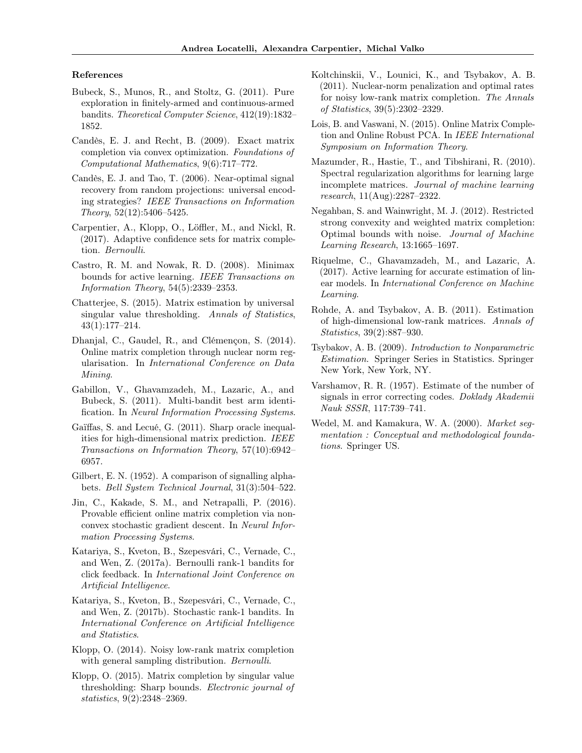## References

Bubeck, S., Munos, R., and Stoltz, G. (2011). Pure exploration in finitely-armed and continuous-armed bandits. *Theoretical Computer Science*, 412(19):1832–1852.

Candès, E. J. and Recht, B. (2009). Exact matrix completion via convex optimization. *Foundations of Computational Mathematics*, 9(6):717–772.

Candès, E. J. and Tao, T. (2006). Near-optimal signal recovery from random projections: universal encoding strategies? *IEEE Transactions on Information Theory*, 52(12):5406–5425.

Carpentier, A., Klopp, O., Löffler, M., and Nickl, R. (2017). Adaptive confidence sets for matrix completion. *Bernoulli*.

Castro, R. M. and Nowak, R. D. (2008). Minimax bounds for active learning. *IEEE Transactions on Information Theory*, 54(5):2339–2353.

Chatterjee, S. (2015). Matrix estimation by universal singular value thresholding. *Annals of Statistics*, 43(1):177–214.

Dhanjal, C., Gaudel, R., and Clémençon, S. (2014). Online matrix completion through nuclear norm regularisation. In *International Conference on Data Mining*.

Gabillon, V., Ghavamzadeh, M., Lazaric, A., and Bubeck, S. (2011). Multi-bandit best arm identification. In *Neural Information Processing Systems*.

Gaïffas, S. and Lecué, G. (2011). Sharp oracle inequalities for high-dimensional matrix prediction. *IEEE Transactions on Information Theory*, 57(10):6942–6957.

Gilbert, E. N. (1952). A comparison of signalling alphabets. *Bell System Technical Journal*, 31(3):504–522.

Jin, C., Kakade, S. M., and Netrapalli, P. (2016). Provable efficient online matrix completion via nonconvex stochastic gradient descent. In *Neural Information Processing Systems*.

Katariya, S., Kveton, B., Szepesvári, C., Vernade, C., and Wen, Z. (2017a). Bernoulli rank-1 bandits for click feedback. In *International Joint Conference on Artificial Intelligence*.

Katariya, S., Kveton, B., Szepesvári, C., Vernade, C., and Wen, Z. (2017b). Stochastic rank-1 bandits. In *International Conference on Artificial Intelligence and Statistics*.

Klopp, O. (2014). Noisy low-rank matrix completion with general sampling distribution. *Bernoulli*.

Klopp, O. (2015). Matrix completion by singular value thresholding: Sharp bounds. *Electronic journal of statistics*, 9(2):2348–2369.

Koltchinskii, V., Lounici, K., and Tsybakov, A. B. (2011). Nuclear-norm penalization and optimal rates for noisy low-rank matrix completion. *The Annals of Statistics*, 39(5):2302–2329.

Lois, B. and Vaswani, N. (2015). Online Matrix Completion and Online Robust PCA. In *IEEE International Symposium on Information Theory*.

Mazumder, R., Hastie, T., and Tibshirani, R. (2010). Spectral regularization algorithms for learning large incomplete matrices. *Journal of machine learning research*, 11(Aug):2287–2322.

Negahban, S. and Wainwright, M. J. (2012). Restricted strong convexity and weighted matrix completion: Optimal bounds with noise. *Journal of Machine Learning Research*, 13:1665–1697.

Riquelme, C., Ghavamzadeh, M., and Lazaric, A. (2017). Active learning for accurate estimation of linear models. In *International Conference on Machine Learning*.

Rohde, A. and Tsybakov, A. B. (2011). Estimation of high-dimensional low-rank matrices. *Annals of Statistics*, 39(2):887–930.

Tsybakov, A. B. (2009). *Introduction to Nonparametric Estimation*. Springer Series in Statistics. Springer New York, New York, NY.

Varshamov, R. R. (1957). Estimate of the number of signals in error correcting codes. *Doklady Akademii Nauk SSSR*, 117:739–741.

Wedel, M. and Kamakura, W. A. (2000). *Market segmentation : Conceptual and methodological foundations*. Springer US.